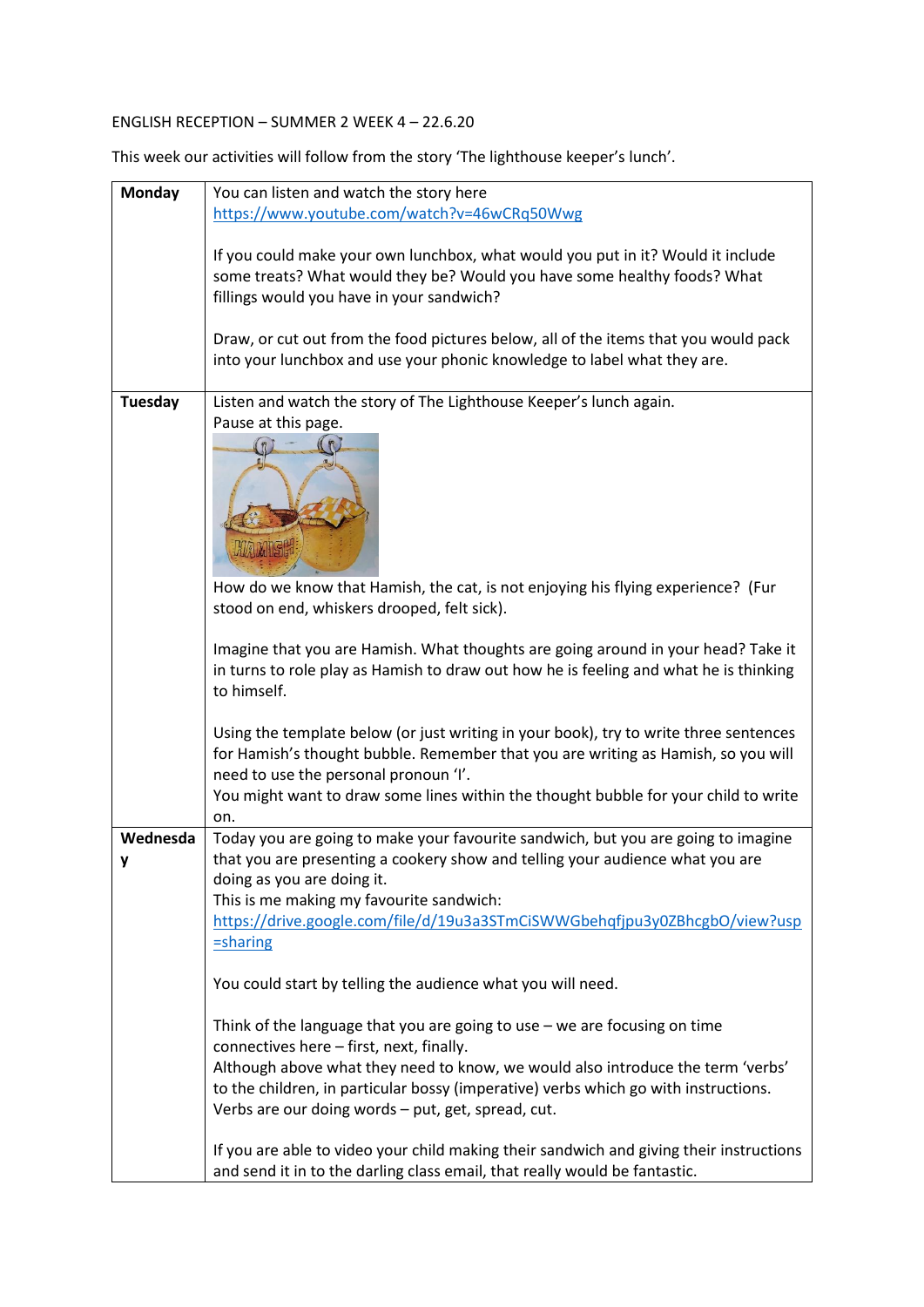ENGLISH RECEPTION – SUMMER 2 WEEK 4 – 22.6.20

This week our activities will follow from the story 'The lighthouse keeper's lunch'.

| **Monday** | You can listen and watch the story here [https://www.youtube.com/watch?v=46wCRq50Wwg](https://www.youtube.com/watch?v=46wCRq50Wwg) <br><br> If you could make your own lunchbox, what would you put in it? Would it include some treats? What would they be? Would you have some healthy foods? What fillings would you have in your sandwich? <br><br> Draw, or cut out from the food pictures below, all of the items that you would pack into your lunchbox and use your phonic knowledge to label what they are. |
|---|---|
| **Tuesday** | Listen and watch the story of The Lighthouse Keeper's lunch again. <br> Pause at this page. <br> How do we know that Hamish, the cat, is not enjoying his flying experience? (Fur stood on end, whiskers drooped, felt sick). <br><br> Imagine that you are Hamish. What thoughts are going around in your head? Take it in turns to role play as Hamish to draw out how he is feeling and what he is thinking to himself. <br><br> Using the template below (or just writing in your book), try to write three sentences for Hamish's thought bubble. Remember that you are writing as Hamish, so you will need to use the personal pronoun 'I'. <br> You might want to draw some lines within the thought bubble for your child to write on. |
| **Wednesday** | Today you are going to make your favourite sandwich, but you are going to imagine that you are presenting a cookery show and telling your audience what you are doing as you are doing it. <br> This is me making my favourite sandwich: <br> [https://drive.google.com/file/d/19u3a3STmCiSWWGbehqfjpu3y0ZBhcgbO/view?usp=sharing](https://drive.google.com/file/d/19u3a3STmCiSWWGbehqfjpu3y0ZBhcgbO/view?usp=sharing) <br><br> You could start by telling the audience what you will need. <br><br> Think of the language that you are going to use – we are focusing on time connectives here – first, next, finally. <br> Although above what they need to know, we would also introduce the term 'verbs' to the children, in particular bossy (imperative) verbs which go with instructions. <br> Verbs are our doing words – put, get, spread, cut. <br><br> If you are able to video your child making their sandwich and giving their instructions and send it in to the darling class email, that really would be fantastic. |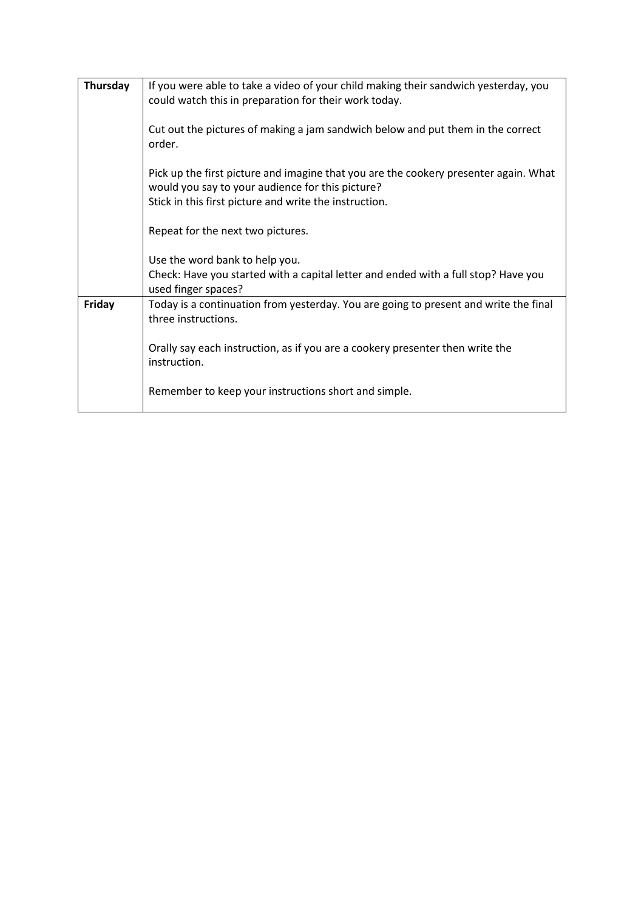| | |
|---|---|
| **Thursday** | If you were able to take a video of your child making their sandwich yesterday, you could watch this in preparation for their work today.<br><br>Cut out the pictures of making a jam sandwich below and put them in the correct order.<br><br>Pick up the first picture and imagine that you are the cookery presenter again. What would you say to your audience for this picture?<br>Stick in this first picture and write the instruction.<br><br>Repeat for the next two pictures.<br><br>Use the word bank to help you.<br>Check: Have you started with a capital letter and ended with a full stop? Have you used finger spaces? |
| **Friday** | Today is a continuation from yesterday. You are going to present and write the final three instructions.<br><br>Orally say each instruction, as if you are a cookery presenter then write the instruction.<br><br>Remember to keep your instructions short and simple. |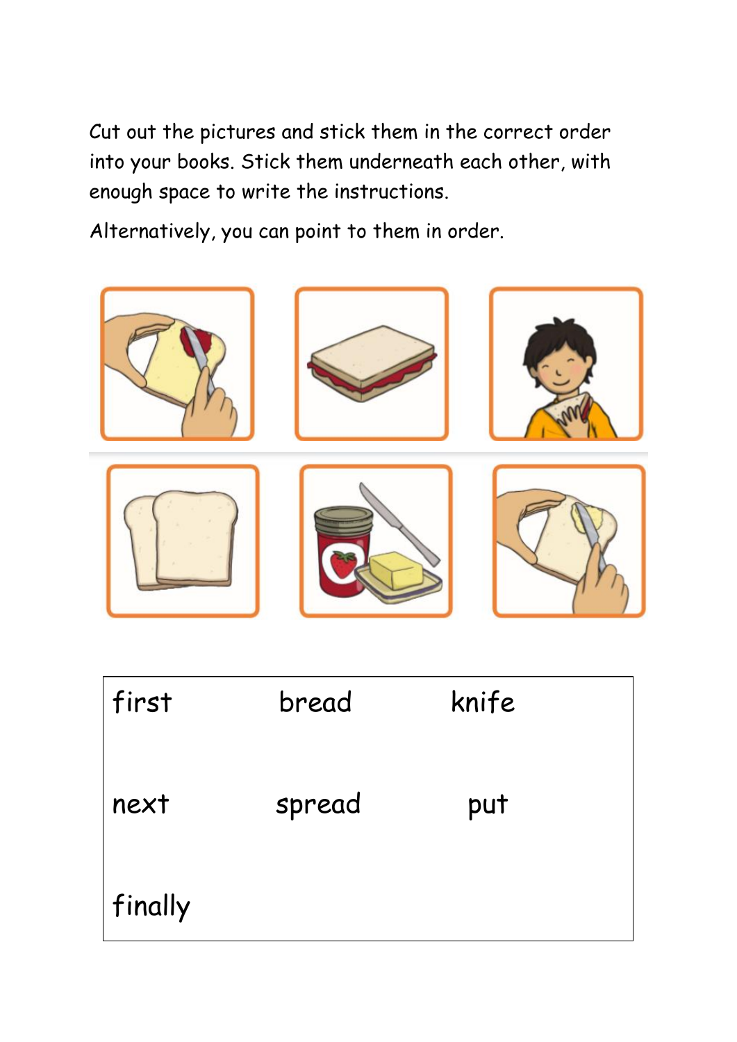Cut out the pictures and stick them in the correct order into your books. Stick them underneath each other, with enough space to write the instructions.

Alternatively, you can point to them in order.

| | | |
|---|---|---|
| first | bread | knife |
| next | spread | put |
| finally | | |